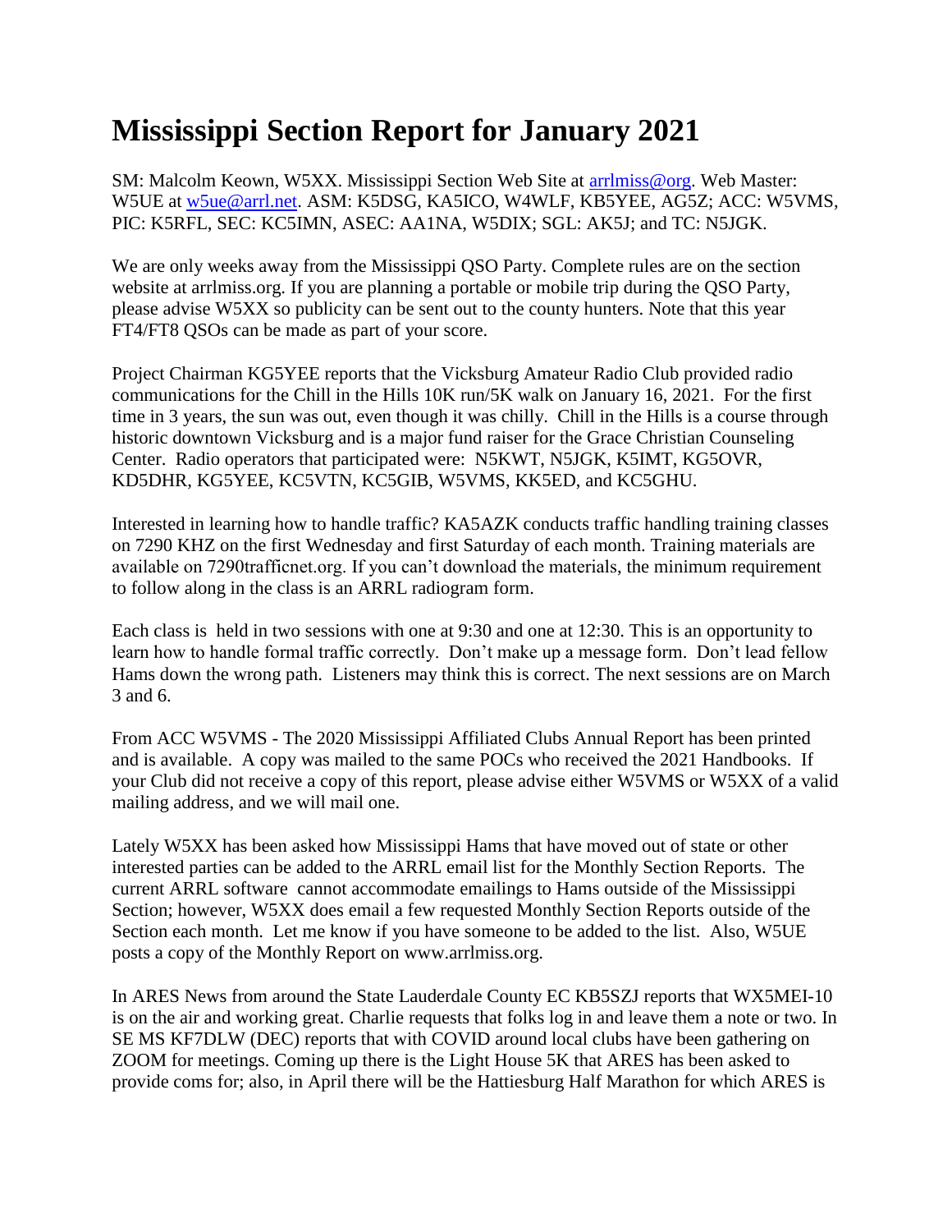# Mississippi Section Report for January 2021

SM: Malcolm Keown, W5XX. Mississippi Section Web Site at [arrlmiss@org](arrlmiss@org). Web Master: W5UE at [w5ue@arrl.net](w5ue@arrl.net). ASM: K5DSG, KA5ICO, W4WLF, KB5YEE, AG5Z; ACC: W5VMS, PIC: K5RFL, SEC: KC5IMN, ASEC: AA1NA, W5DIX; SGL: AK5J; and TC: N5JGK.

We are only weeks away from the Mississippi QSO Party. Complete rules are on the section website at arrlmiss.org. If you are planning a portable or mobile trip during the QSO Party, please advise W5XX so publicity can be sent out to the county hunters. Note that this year FT4/FT8 QSOs can be made as part of your score.

Project Chairman KG5YEE reports that the Vicksburg Amateur Radio Club provided radio communications for the Chill in the Hills 10K run/5K walk on January 16, 2021. For the first time in 3 years, the sun was out, even though it was chilly. Chill in the Hills is a course through historic downtown Vicksburg and is a major fund raiser for the Grace Christian Counseling Center. Radio operators that participated were: N5KWT, N5JGK, K5IMT, KG5OVR, KD5DHR, KG5YEE, KC5VTN, KC5GIB, W5VMS, KK5ED, and KC5GHU.

Interested in learning how to handle traffic? KA5AZK conducts traffic handling training classes on 7290 KHZ on the first Wednesday and first Saturday of each month. Training materials are available on 7290trafficnet.org. If you can't download the materials, the minimum requirement to follow along in the class is an ARRL radiogram form.

Each class is held in two sessions with one at 9:30 and one at 12:30. This is an opportunity to learn how to handle formal traffic correctly. Don't make up a message form. Don't lead fellow Hams down the wrong path. Listeners may think this is correct. The next sessions are on March 3 and 6.

From ACC W5VMS - The 2020 Mississippi Affiliated Clubs Annual Report has been printed and is available. A copy was mailed to the same POCs who received the 2021 Handbooks. If your Club did not receive a copy of this report, please advise either W5VMS or W5XX of a valid mailing address, and we will mail one.

Lately W5XX has been asked how Mississippi Hams that have moved out of state or other interested parties can be added to the ARRL email list for the Monthly Section Reports. The current ARRL software cannot accommodate emailings to Hams outside of the Mississippi Section; however, W5XX does email a few requested Monthly Section Reports outside of the Section each month. Let me know if you have someone to be added to the list. Also, W5UE posts a copy of the Monthly Report on www.arrlmiss.org.

In ARES News from around the State Lauderdale County EC KB5SZJ reports that WX5MEI-10 is on the air and working great. Charlie requests that folks log in and leave them a note or two. In SE MS KF7DLW (DEC) reports that with COVID around local clubs have been gathering on ZOOM for meetings. Coming up there is the Light House 5K that ARES has been asked to provide coms for; also, in April there will be the Hattiesburg Half Marathon for which ARES is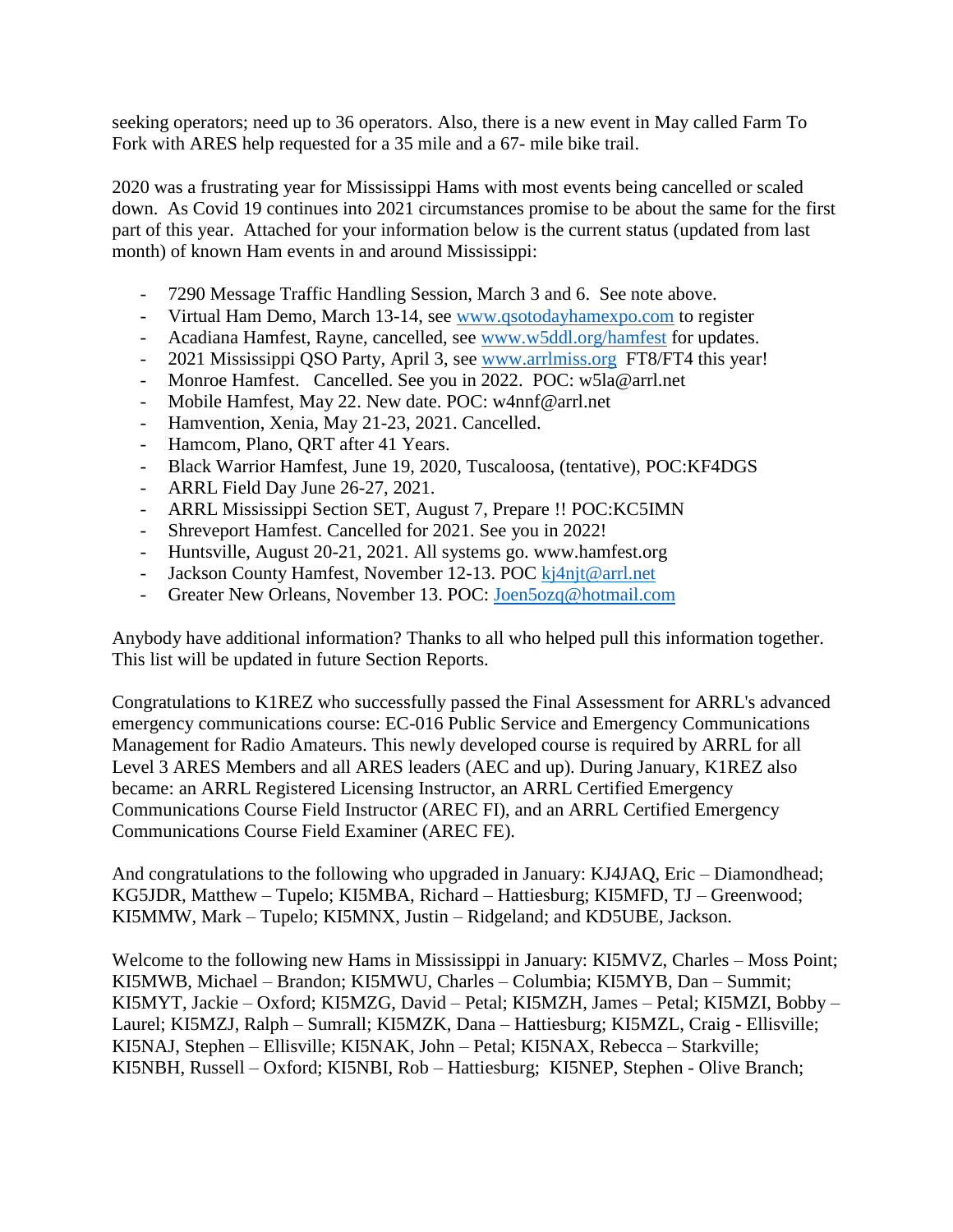seeking operators; need up to 36 operators. Also, there is a new event in May called Farm To Fork with ARES help requested for a 35 mile and a 67- mile bike trail.

2020 was a frustrating year for Mississippi Hams with most events being cancelled or scaled down. As Covid 19 continues into 2021 circumstances promise to be about the same for the first part of this year. Attached for your information below is the current status (updated from last month) of known Ham events in and around Mississippi:

- 7290 Message Traffic Handling Session, March 3 and 6. See note above.
- Virtual Ham Demo, March 13-14, see www.qsotodayhamexpo.com to register
- Acadiana Hamfest, Rayne, cancelled, see www.w5ddl.org/hamfest for updates.
- 2021 Mississippi QSO Party, April 3, see www.arrlmiss.org FT8/FT4 this year!
- Monroe Hamfest. Cancelled. See you in 2022. POC: w5la@arrl.net
- Mobile Hamfest, May 22. New date. POC: w4nnf@arrl.net
- Hamvention, Xenia, May 21-23, 2021. Cancelled.
- Hamcom, Plano, QRT after 41 Years.
- Black Warrior Hamfest, June 19, 2020, Tuscaloosa, (tentative), POC:KF4DGS
- ARRL Field Day June 26-27, 2021.
- ARRL Mississippi Section SET, August 7, Prepare !! POC:KC5IMN
- Shreveport Hamfest. Cancelled for 2021. See you in 2022!
- Huntsville, August 20-21, 2021. All systems go. www.hamfest.org
- Jackson County Hamfest, November 12-13. POC kj4njt@arrl.net
- Greater New Orleans, November 13. POC: Joen5ozq@hotmail.com

Anybody have additional information? Thanks to all who helped pull this information together. This list will be updated in future Section Reports.

Congratulations to K1REZ who successfully passed the Final Assessment for ARRL's advanced emergency communications course: EC-016 Public Service and Emergency Communications Management for Radio Amateurs. This newly developed course is required by ARRL for all Level 3 ARES Members and all ARES leaders (AEC and up). During January, K1REZ also became: an ARRL Registered Licensing Instructor, an ARRL Certified Emergency Communications Course Field Instructor (AREC FI), and an ARRL Certified Emergency Communications Course Field Examiner (AREC FE).

And congratulations to the following who upgraded in January: KJ4JAQ, Eric – Diamondhead; KG5JDR, Matthew – Tupelo; KI5MBA, Richard – Hattiesburg; KI5MFD, TJ – Greenwood; KI5MMW, Mark – Tupelo; KI5MNX, Justin – Ridgeland; and KD5UBE, Jackson.

Welcome to the following new Hams in Mississippi in January: KI5MVZ, Charles – Moss Point; KI5MWB, Michael – Brandon; KI5MWU, Charles – Columbia; KI5MYB, Dan – Summit; KI5MYT, Jackie – Oxford; KI5MZG, David – Petal; KI5MZH, James – Petal; KI5MZI, Bobby – Laurel; KI5MZJ, Ralph – Sumrall; KI5MZK, Dana – Hattiesburg; KI5MZL, Craig - Ellisville; KI5NAJ, Stephen – Ellisville; KI5NAK, John – Petal; KI5NAX, Rebecca – Starkville; KI5NBH, Russell – Oxford; KI5NBI, Rob – Hattiesburg; KI5NEP, Stephen - Olive Branch;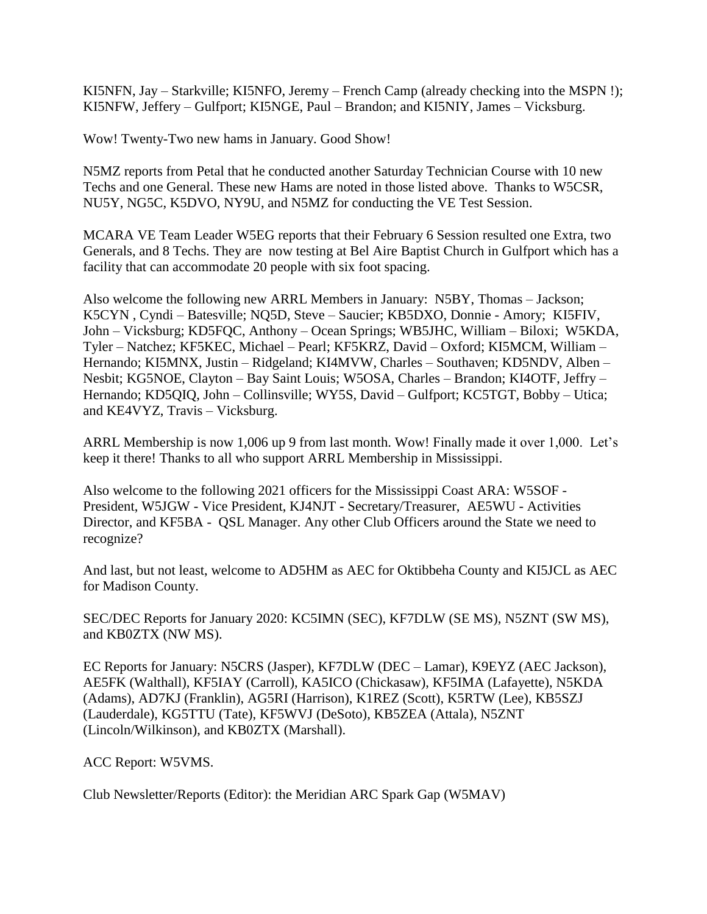KI5NFN, Jay – Starkville; KI5NFO, Jeremy – French Camp (already checking into the MSPN !); KI5NFW, Jeffery – Gulfport; KI5NGE, Paul – Brandon; and KI5NIY, James – Vicksburg.

Wow! Twenty-Two new hams in January. Good Show!

N5MZ reports from Petal that he conducted another Saturday Technician Course with 10 new Techs and one General. These new Hams are noted in those listed above. Thanks to W5CSR, NU5Y, NG5C, K5DVO, NY9U, and N5MZ for conducting the VE Test Session.

MCARA VE Team Leader W5EG reports that their February 6 Session resulted one Extra, two Generals, and 8 Techs. They are now testing at Bel Aire Baptist Church in Gulfport which has a facility that can accommodate 20 people with six foot spacing.

Also welcome the following new ARRL Members in January: N5BY, Thomas – Jackson; K5CYN , Cyndi – Batesville; NQ5D, Steve – Saucier; KB5DXO, Donnie - Amory; KI5FIV, John – Vicksburg; KD5FQC, Anthony – Ocean Springs; WB5JHC, William – Biloxi; W5KDA, Tyler – Natchez; KF5KEC, Michael – Pearl; KF5KRZ, David – Oxford; KI5MCM, William – Hernando; KI5MNX, Justin – Ridgeland; KI4MVW, Charles – Southaven; KD5NDV, Alben – Nesbit; KG5NOE, Clayton – Bay Saint Louis; W5OSA, Charles – Brandon; KI4OTF, Jeffry – Hernando; KD5QIQ, John – Collinsville; WY5S, David – Gulfport; KC5TGT, Bobby – Utica; and KE4VYZ, Travis – Vicksburg.

ARRL Membership is now 1,006 up 9 from last month. Wow! Finally made it over 1,000. Let's keep it there! Thanks to all who support ARRL Membership in Mississippi.

Also welcome to the following 2021 officers for the Mississippi Coast ARA: W5SOF - President, W5JGW - Vice President, KJ4NJT - Secretary/Treasurer, AE5WU - Activities Director, and KF5BA - QSL Manager. Any other Club Officers around the State we need to recognize?

And last, but not least, welcome to AD5HM as AEC for Oktibbeha County and KI5JCL as AEC for Madison County.

SEC/DEC Reports for January 2020: KC5IMN (SEC), KF7DLW (SE MS), N5ZNT (SW MS), and KB0ZTX (NW MS).

EC Reports for January: N5CRS (Jasper), KF7DLW (DEC – Lamar), K9EYZ (AEC Jackson), AE5FK (Walthall), KF5IAY (Carroll), KA5ICO (Chickasaw), KF5IMA (Lafayette), N5KDA (Adams), AD7KJ (Franklin), AG5RI (Harrison), K1REZ (Scott), K5RTW (Lee), KB5SZJ (Lauderdale), KG5TTU (Tate), KF5WVJ (DeSoto), KB5ZEA (Attala), N5ZNT (Lincoln/Wilkinson), and KB0ZTX (Marshall).

ACC Report: W5VMS.

Club Newsletter/Reports (Editor): the Meridian ARC Spark Gap (W5MAV)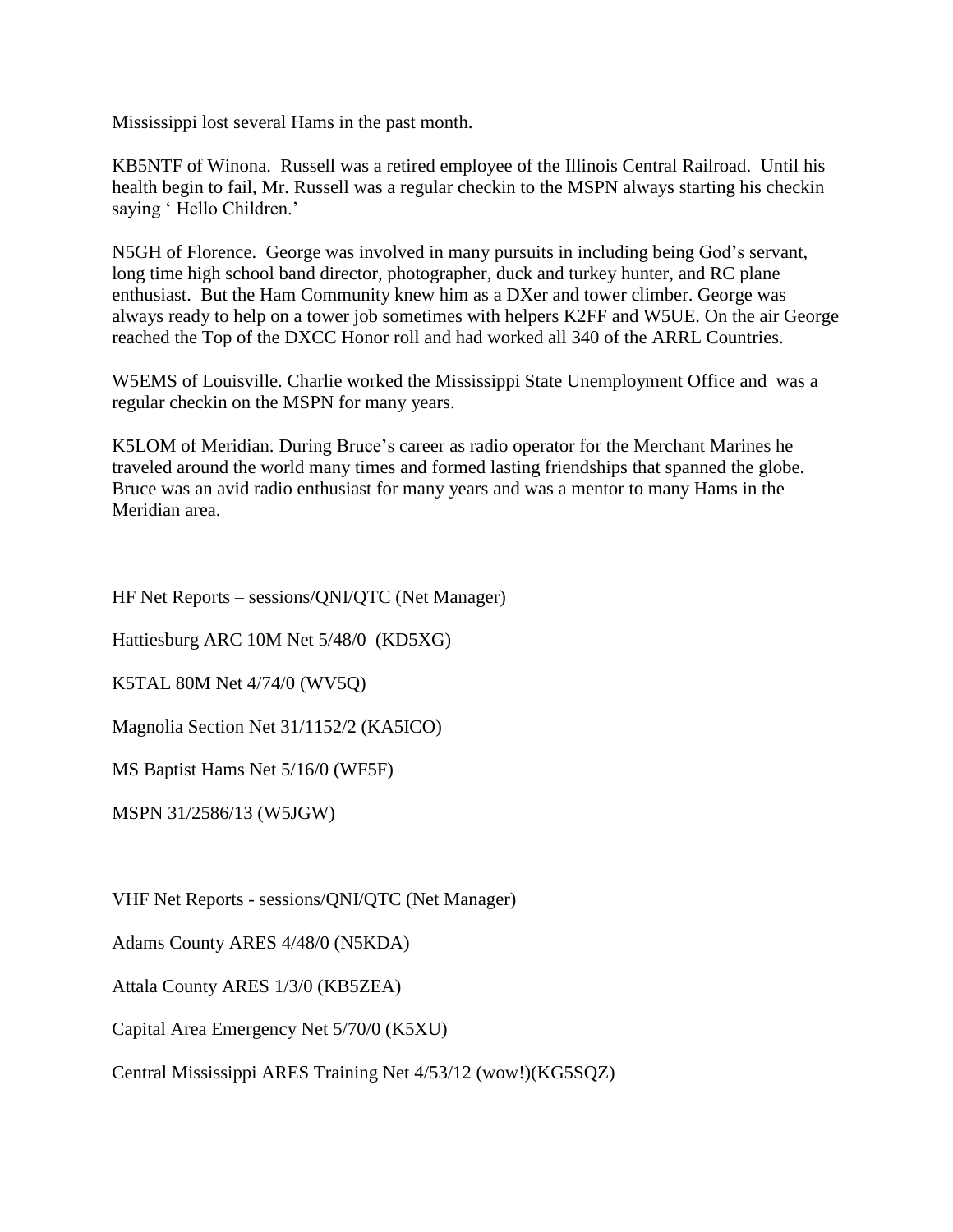Mississippi lost several Hams in the past month.

KB5NTF of Winona. Russell was a retired employee of the Illinois Central Railroad. Until his health begin to fail, Mr. Russell was a regular checkin to the MSPN always starting his checkin saying ' Hello Children.'

N5GH of Florence. George was involved in many pursuits in including being God's servant, long time high school band director, photographer, duck and turkey hunter, and RC plane enthusiast. But the Ham Community knew him as a DXer and tower climber. George was always ready to help on a tower job sometimes with helpers K2FF and W5UE. On the air George reached the Top of the DXCC Honor roll and had worked all 340 of the ARRL Countries.

W5EMS of Louisville. Charlie worked the Mississippi State Unemployment Office and was a regular checkin on the MSPN for many years.

K5LOM of Meridian. During Bruce's career as radio operator for the Merchant Marines he traveled around the world many times and formed lasting friendships that spanned the globe. Bruce was an avid radio enthusiast for many years and was a mentor to many Hams in the Meridian area.

HF Net Reports – sessions/QNI/QTC (Net Manager)

Hattiesburg ARC 10M Net 5/48/0 (KD5XG)

K5TAL 80M Net 4/74/0 (WV5Q)

Magnolia Section Net 31/1152/2 (KA5ICO)

MS Baptist Hams Net 5/16/0 (WF5F)

MSPN 31/2586/13 (W5JGW)

VHF Net Reports - sessions/QNI/QTC (Net Manager)

Adams County ARES 4/48/0 (N5KDA)

Attala County ARES 1/3/0 (KB5ZEA)

Capital Area Emergency Net 5/70/0 (K5XU)

Central Mississippi ARES Training Net 4/53/12 (wow!)(KG5SQZ)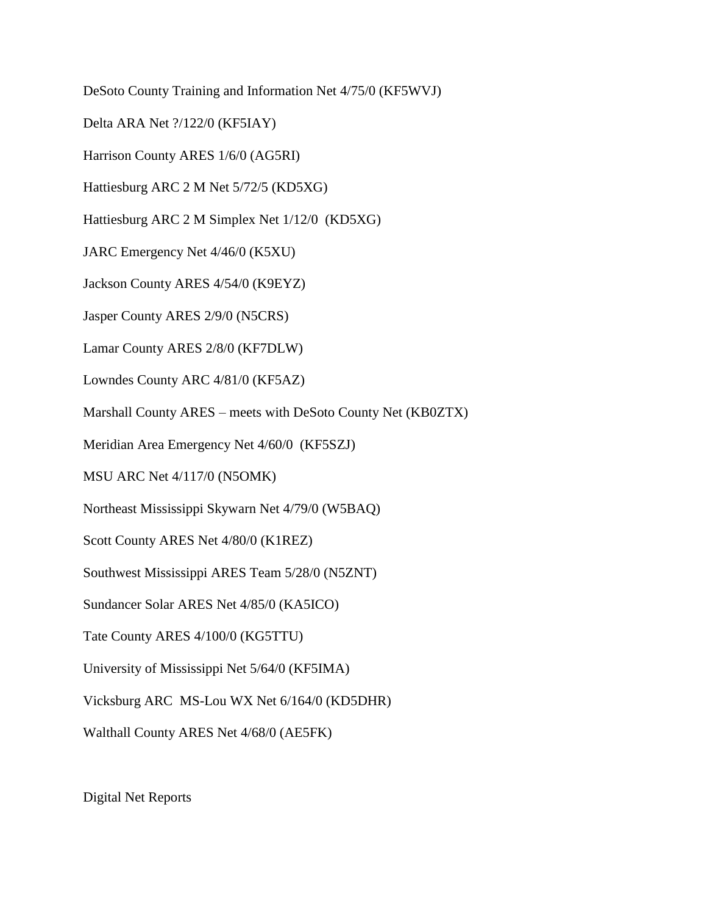DeSoto County Training and Information Net 4/75/0 (KF5WVJ)

Delta ARA Net ?/122/0 (KF5IAY)

Harrison County ARES 1/6/0 (AG5RI)

Hattiesburg ARC 2 M Net 5/72/5 (KD5XG)

Hattiesburg ARC 2 M Simplex Net 1/12/0 (KD5XG)

JARC Emergency Net 4/46/0 (K5XU)

Jackson County ARES 4/54/0 (K9EYZ)

Jasper County ARES 2/9/0 (N5CRS)

Lamar County ARES 2/8/0 (KF7DLW)

Lowndes County ARC 4/81/0 (KF5AZ)

Marshall County ARES – meets with DeSoto County Net (KB0ZTX)

Meridian Area Emergency Net 4/60/0 (KF5SZJ)

MSU ARC Net 4/117/0 (N5OMK)

Northeast Mississippi Skywarn Net 4/79/0 (W5BAQ)

Scott County ARES Net 4/80/0 (K1REZ)

Southwest Mississippi ARES Team 5/28/0 (N5ZNT)

Sundancer Solar ARES Net 4/85/0 (KA5ICO)

Tate County ARES 4/100/0 (KG5TTU)

University of Mississippi Net 5/64/0 (KF5IMA)

Vicksburg ARC MS-Lou WX Net 6/164/0 (KD5DHR)

Walthall County ARES Net 4/68/0 (AE5FK)

Digital Net Reports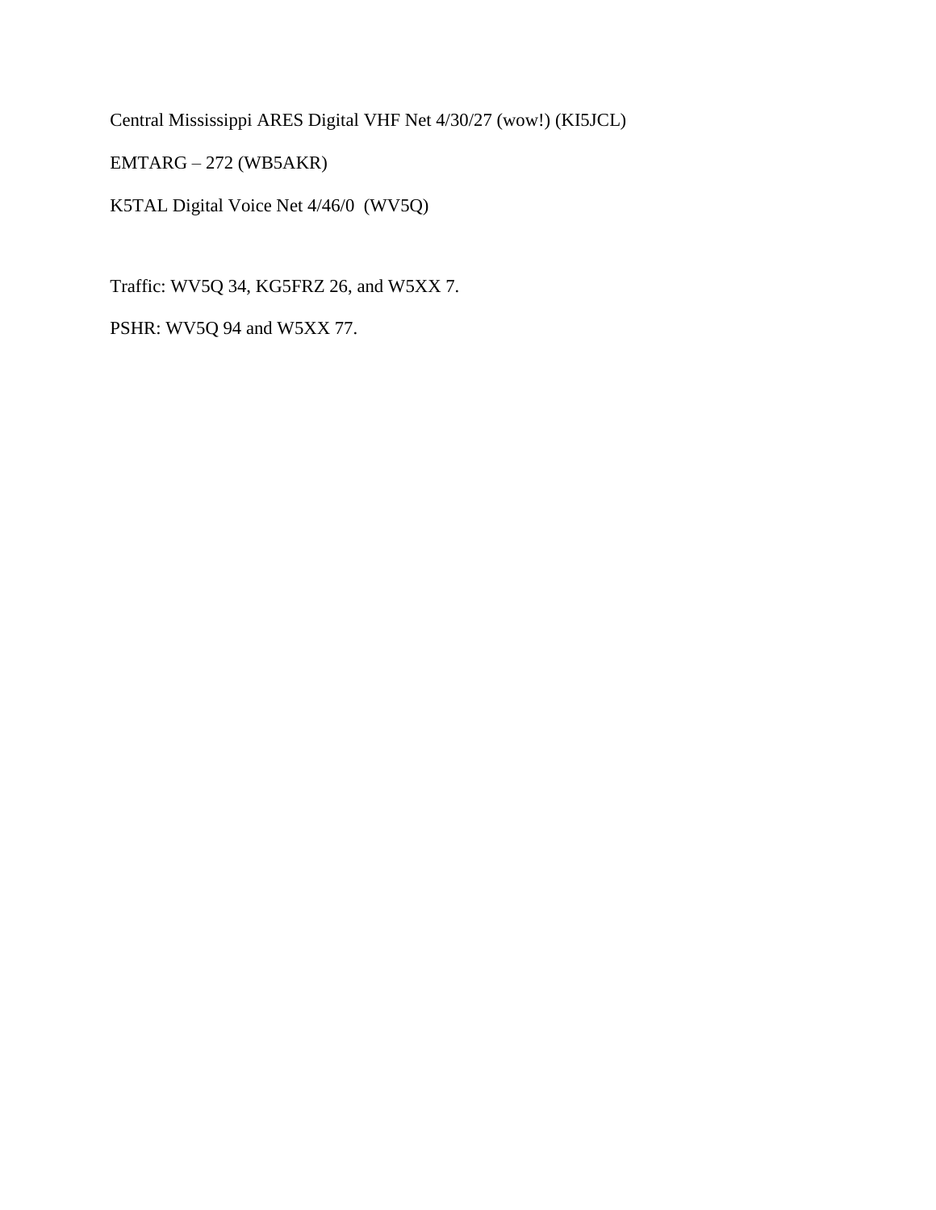Central Mississippi ARES Digital VHF Net 4/30/27 (wow!) (KI5JCL)

EMTARG – 272 (WB5AKR)

K5TAL Digital Voice Net 4/46/0  (WV5Q)

Traffic: WV5Q 34, KG5FRZ 26, and W5XX 7.

PSHR: WV5Q 94 and W5XX 77.